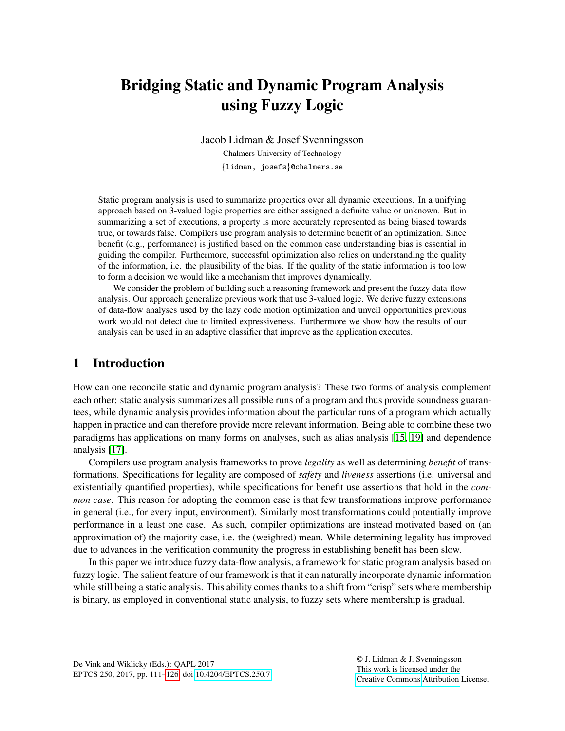# Bridging Static and Dynamic Program Analysis using Fuzzy Logic

Jacob Lidman & Josef Svenningsson

Chalmers University of Technology

{lidman, josefs}@chalmers.se

Static program analysis is used to summarize properties over all dynamic executions. In a unifying approach based on 3-valued logic properties are either assigned a definite value or unknown. But in summarizing a set of executions, a property is more accurately represented as being biased towards true, or towards false. Compilers use program analysis to determine benefit of an optimization. Since benefit (e.g., performance) is justified based on the common case understanding bias is essential in guiding the compiler. Furthermore, successful optimization also relies on understanding the quality of the information, i.e. the plausibility of the bias. If the quality of the static information is too low to form a decision we would like a mechanism that improves dynamically.

We consider the problem of building such a reasoning framework and present the fuzzy data-flow analysis. Our approach generalize previous work that use 3-valued logic. We derive fuzzy extensions of data-flow analyses used by the lazy code motion optimization and unveil opportunities previous work would not detect due to limited expressiveness. Furthermore we show how the results of our analysis can be used in an adaptive classifier that improve as the application executes.

## 1 Introduction

How can one reconcile static and dynamic program analysis? These two forms of analysis complement each other: static analysis summarizes all possible runs of a program and thus provide soundness guarantees, while dynamic analysis provides information about the particular runs of a program which actually happen in practice and can therefore provide more relevant information. Being able to combine these two paradigms has applications on many forms on analyses, such as alias analysis [15, 19] and dependence analysis [17].

Compilers use program analysis frameworks to prove *legality* as well as determining *benefit* of transformations. Specifications for legality are composed of *safety* and *liveness* assertions (i.e. universal and existentially quantified properties), while specifications for benefit use assertions that hold in the *common case*. This reason for adopting the common case is that few transformations improve performance in general (i.e., for every input, environment). Similarly most transformations could potentially improve performance in a least one case. As such, compiler optimizations are instead motivated based on (an approximation of) the majority case, i.e. the (weighted) mean. While determining legality has improved due to advances in the verification community the progress in establishing benefit has been slow.

In this paper we introduce fuzzy data-flow analysis, a framework for static program analysis based on fuzzy logic. The salient feature of our framework is that it can naturally incorporate dynamic information while still being a static analysis. This ability comes thanks to a shift from "crisp" sets where membership is binary, as employed in conventional static analysis, to fuzzy sets where membership is gradual.

De Vink and Wiklicky (Eds.): QAPL 2017
EPTCS 250, 2017, pp. 111–126, doi:10.4204/EPTCS.250.7

© J. Lidman & J. Svenningsson
This work is licensed under the Creative Commons Attribution License.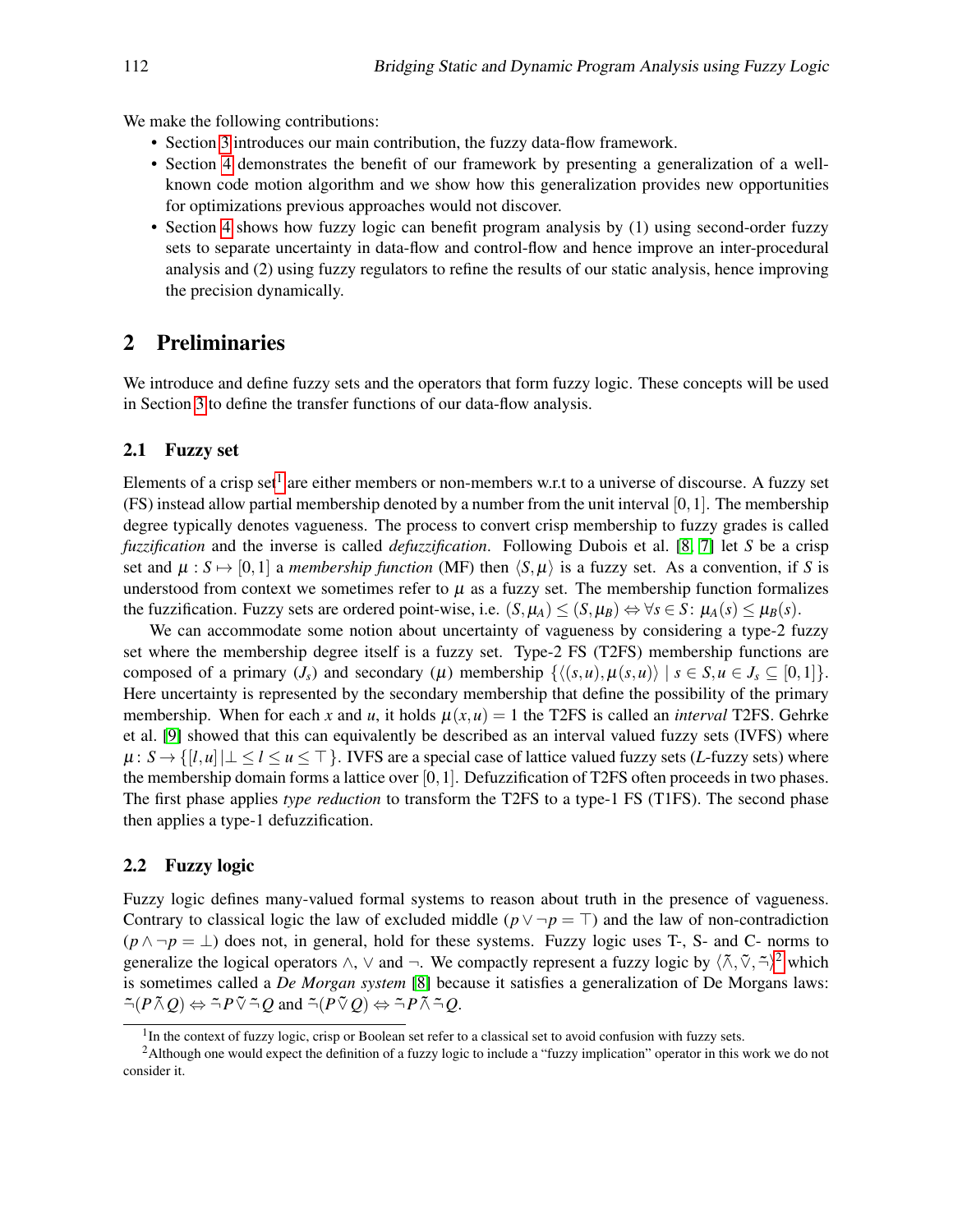We make the following contributions:

- Section 3 introduces our main contribution, the fuzzy data-flow framework.
- Section 4 demonstrates the benefit of our framework by presenting a generalization of a well-known code motion algorithm and we show how this generalization provides new opportunities for optimizations previous approaches would not discover.
- Section 4 shows how fuzzy logic can benefit program analysis by (1) using second-order fuzzy sets to separate uncertainty in data-flow and control-flow and hence improve an inter-procedural analysis and (2) using fuzzy regulators to refine the results of our static analysis, hence improving the precision dynamically.

## 2 Preliminaries

We introduce and define fuzzy sets and the operators that form fuzzy logic. These concepts will be used in Section 3 to define the transfer functions of our data-flow analysis.

### 2.1 Fuzzy set

Elements of a crisp set[1] are either members or non-members w.r.t to a universe of discourse. A fuzzy set (FS) instead allow partial membership denoted by a number from the unit interval $[0,1]$. The membership degree typically denotes vagueness. The process to convert crisp membership to fuzzy grades is called *fuzzification* and the inverse is called *defuzzification*. Following Dubois et al. [8, 7] let $S$ be a crisp set and $\mu : S \mapsto [0,1]$ a *membership function* (MF) then $\langle S, \mu \rangle$ is a fuzzy set. As a convention, if $S$ is understood from context we sometimes refer to $\mu$ as a fuzzy set. The membership function formalizes the fuzzification. Fuzzy sets are ordered point-wise, i.e. $(S, \mu_A) \leq (S, \mu_B) \Leftrightarrow \forall s \in S\colon \mu_A(s) \leq \mu_B(s)$.

We can accommodate some notion about uncertainty of vagueness by considering a type-2 fuzzy set where the membership degree itself is a fuzzy set. Type-2 FS (T2FS) membership functions are composed of a primary ($J_s$) and secondary ($\mu$) membership $\{\langle (s,u), \mu(s,u) \rangle \mid s \in S, u \in J_s \subseteq [0,1]\}$. Here uncertainty is represented by the secondary membership that define the possibility of the primary membership. When for each $x$ and $u$, it holds $\mu(x,u) = 1$ the T2FS is called an *interval* T2FS. Gehrke et al. [9] showed that this can equivalently be described as an interval valued fuzzy sets (IVFS) where $\mu\colon S \rightarrow \{[l,u] \mid \bot \leq l \leq u \leq \top\}$. IVFS are a special case of lattice valued fuzzy sets ($L$-fuzzy sets) where the membership domain forms a lattice over $[0,1]$. Defuzzification of T2FS often proceeds in two phases. The first phase applies *type reduction* to transform the T2FS to a type-1 FS (T1FS). The second phase then applies a type-1 defuzzification.

### 2.2 Fuzzy logic

Fuzzy logic defines many-valued formal systems to reason about truth in the presence of vagueness. Contrary to classical logic the law of excluded middle ($p \vee \neg p = \top$) and the law of non-contradiction ($p \wedge \neg p = \bot$) does not, in general, hold for these systems. Fuzzy logic uses T-, S- and C- norms to generalize the logical operators $\wedge$, $\vee$ and $\neg$. We compactly represent a fuzzy logic by $\langle \tilde{\wedge}, \tilde{\vee}, \tilde{\neg} \rangle$[2] which is sometimes called a *De Morgan system* [8] because it satisfies a generalization of De Morgans laws: $\tilde{\neg}(P \,\tilde{\wedge}\, Q) \Leftrightarrow \tilde{\neg} P \,\tilde{\vee}\, \tilde{\neg} Q$ and $\tilde{\neg}(P \,\tilde{\vee}\, Q) \Leftrightarrow \tilde{\neg} P \,\tilde{\wedge}\, \tilde{\neg} Q$.

[1] In the context of fuzzy logic, crisp or Boolean set refer to a classical set to avoid confusion with fuzzy sets.

[2] Although one would expect the definition of a fuzzy logic to include a "fuzzy implication" operator in this work we do not consider it.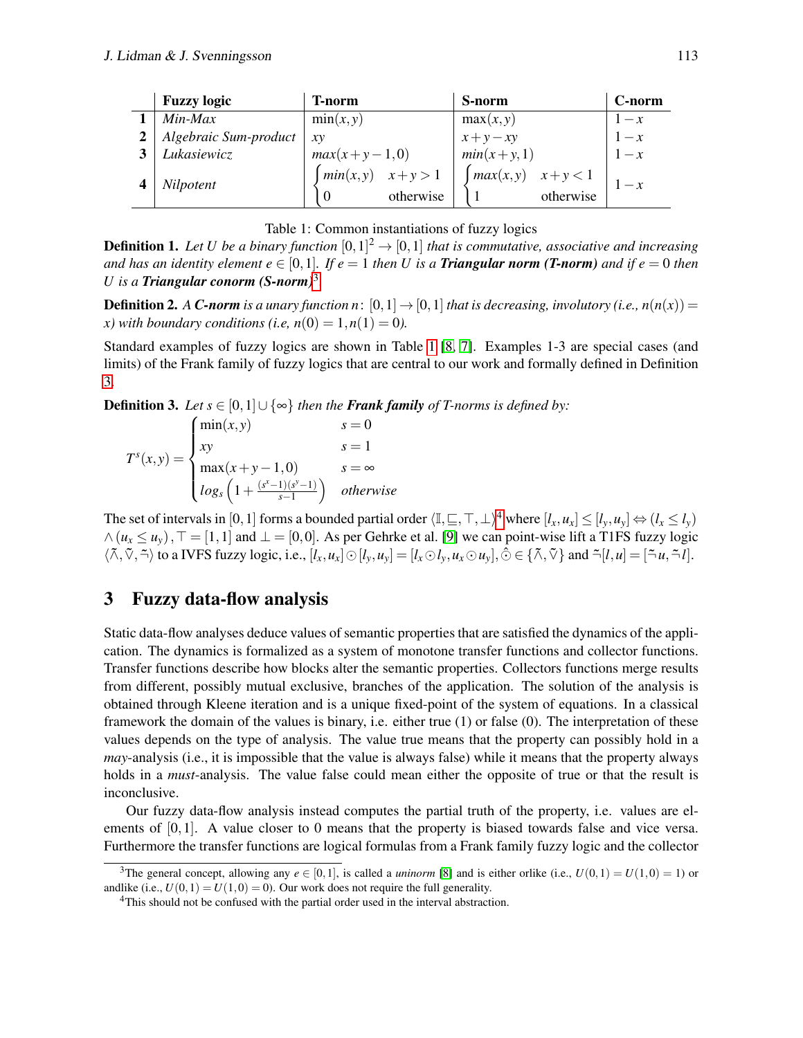|  | **Fuzzy logic** | **T-norm** | **S-norm** | **C-norm** |
|---|---|---|---|---|
| **1** | *Min-Max* | $\min(x,y)$ | $\max(x,y)$ | $1-x$ |
| **2** | *Algebraic Sum-product* | $xy$ | $x+y-xy$ | $1-x$ |
| **3** | *Lukasiewicz* | $max(x+y-1,0)$ | $min(x+y,1)$ | $1-x$ |
| **4** | *Nilpotent* | $\begin{cases} min(x,y) & x+y>1 \\ 0 & \text{otherwise} \end{cases}$ | $\begin{cases} max(x,y) & x+y<1 \\ 1 & \text{otherwise} \end{cases}$ | $1-x$ |

Table 1: Common instantiations of fuzzy logics

**Definition 1.** *Let $U$ be a binary function $[0,1]^2 \to [0,1]$ that is commutative, associative and increasing and has an identity element $e \in [0,1]$. If $e = 1$ then $U$ is a* ***Triangular norm (T-norm)*** *and if $e = 0$ then $U$ is a* ***Triangular conorm (S-norm)***[3]

**Definition 2.** *A* ***C-norm*** *is a unary function $n\colon [0,1] \to [0,1]$ that is decreasing, involutory (i.e., $n(n(x)) = x$) with boundary conditions (i.e, $n(0) = 1, n(1) = 0$).*

Standard examples of fuzzy logics are shown in Table 1 [8, 7]. Examples 1-3 are special cases (and limits) of the Frank family of fuzzy logics that are central to our work and formally defined in Definition 3.

**Definition 3.** *Let $s \in [0,1] \cup \{\infty\}$ then the* ***Frank family*** *of T-norms is defined by:*

$$T^s(x,y) = \begin{cases} \min(x,y) & s = 0 \\ xy & s = 1 \\ \max(x+y-1,0) & s = \infty \\ log_s\left(1 + \frac{(s^x-1)(s^y-1)}{s-1}\right) & \textit{otherwise} \end{cases}$$

The set of intervals in $[0,1]$ forms a bounded partial order $\langle \mathbb{I}, \sqsubseteq, \top, \bot \rangle$[4] where $[l_x, u_x] \leq [l_y, u_y] \Leftrightarrow (l_x \leq l_y) \wedge (u_x \leq u_y)$, $\top = [1,1]$ and $\bot = [0,0]$. As per Gehrke et al. [9] we can point-wise lift a T1FS fuzzy logic $\langle \tilde{\wedge}, \tilde{\vee}, \tilde{\neg} \rangle$ to a IVFS fuzzy logic, i.e., $[l_x, u_x] \odot [l_y, u_y] = [l_x \odot l_y, u_x \odot u_y], \hat{\odot} \in \{\tilde{\wedge}, \tilde{\vee}\}$ and $\tilde{\neg}[l,u] = [\tilde{\neg}u, \tilde{\neg}l]$.

## 3 Fuzzy data-flow analysis

Static data-flow analyses deduce values of semantic properties that are satisfied the dynamics of the application. The dynamics is formalized as a system of monotone transfer functions and collector functions. Transfer functions describe how blocks alter the semantic properties. Collectors functions merge results from different, possibly mutual exclusive, branches of the application. The solution of the analysis is obtained through Kleene iteration and is a unique fixed-point of the system of equations. In a classical framework the domain of the values is binary, i.e. either true (1) or false (0). The interpretation of these values depends on the type of analysis. The value true means that the property can possibly hold in a *may*-analysis (i.e., it is impossible that the value is always false) while it means that the property always holds in a *must*-analysis. The value false could mean either the opposite of true or that the result is inconclusive.

Our fuzzy data-flow analysis instead computes the partial truth of the property, i.e. values are elements of $[0,1]$. A value closer to 0 means that the property is biased towards false and vice versa. Furthermore the transfer functions are logical formulas from a Frank family fuzzy logic and the collector

[3] The general concept, allowing any $e \in [0,1]$, is called a *uninorm* [8] and is either orlike (i.e., $U(0,1) = U(1,0) = 1$) or andlike (i.e., $U(0,1) = U(1,0) = 0$). Our work does not require the full generality.

[4] This should not be confused with the partial order used in the interval abstraction.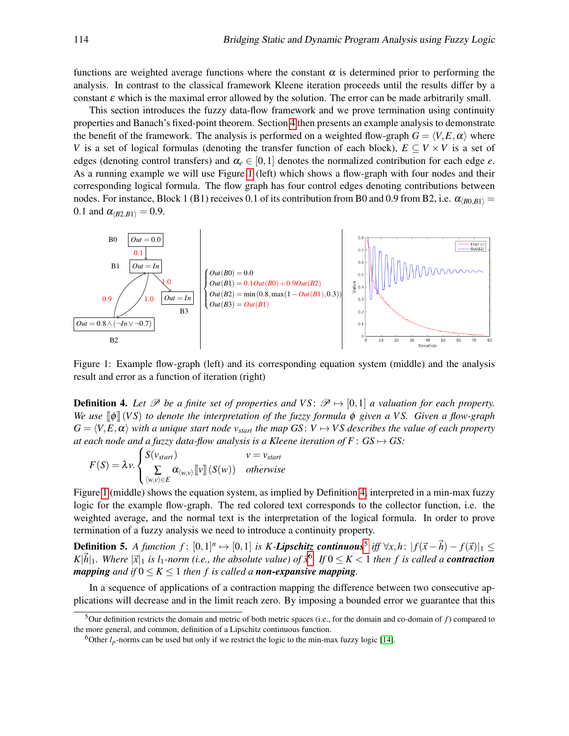functions are weighted average functions where the constant $\alpha$ is determined prior to performing the analysis. In contrast to the classical framework Kleene iteration proceeds until the results differ by a constant $\varepsilon$ which is the maximal error allowed by the solution. The error can be made arbitrarily small.

This section introduces the fuzzy data-flow framework and we prove termination using continuity properties and Banach's fixed-point theorem. Section 4 then presents an example analysis to demonstrate the benefit of the framework. The analysis is performed on a weighted flow-graph $G = \langle V, E, \alpha \rangle$ where $V$ is a set of logical formulas (denoting the transfer function of each block), $E \subseteq V \times V$ is a set of edges (denoting control transfers) and $\alpha_e \in [0,1]$ denotes the normalized contribution for each edge $e$. As a running example we will use Figure 1 (left) which shows a flow-graph with four nodes and their corresponding logical formula. The flow graph has four control edges denoting contributions between nodes. For instance, Block 1 (B1) receives 0.1 of its contribution from B0 and 0.9 from B2, i.e. $\alpha_{\langle B0,B1 \rangle} = 0.1$ and $\alpha_{\langle B2,B1 \rangle} = 0.9$.

$$
\begin{cases}
Out(B0) = 0.0 \\
Out(B1) = 0.1Out(B0) + 0.9Out(B2) \\
Out(B2) = \min(0.8, \max(1 - Out(B1), 0.3)) \\
Out(B3) = Out(B1)
\end{cases}
$$

Figure 1: Example flow-graph (left) and its corresponding equation system (middle) and the analysis result and error as a function of iteration (right)

**Definition 4.** *Let $\mathscr{P}$ be a finite set of properties and $VS\colon \mathscr{P} \mapsto [0,1]$ a valuation for each property. We use $[\![\phi]\!](VS)$ to denote the interpretation of the fuzzy formula $\phi$ given a $VS$. Given a flow-graph $G = \langle V, E, \alpha \rangle$ with a unique start node $v_{start}$ the map $GS\colon V \mapsto VS$ describes the value of each property at each node and a fuzzy data-flow analysis is a Kleene iteration of $F\colon GS \mapsto GS$:*

$$
F(S) = \lambda v. \begin{cases} S(v_{start}) & v = v_{start} \\ \sum\limits_{\langle w,v \rangle \in E} \alpha_{\langle w,v \rangle} [\![v]\!](S(w)) & \text{otherwise} \end{cases}
$$

Figure 1 (middle) shows the equation system, as implied by Definition 4, interpreted in a min-max fuzzy logic for the example flow-graph. The red colored text corresponds to the collector function, i.e. the weighted average, and the normal text is the interpretation of the logical formula. In order to prove termination of a fuzzy analysis we need to introduce a continuity property.

**Definition 5.** *A function $f\colon [0,1]^n \mapsto [0,1]$ is $K$-**Lipschitz continuous**[5] iff $\forall x,h\colon |f(\vec{x} - \vec{h}) - f(\vec{x})|_1 \leq K|\vec{h}|_1$. Where $|\vec{x}|_1$ is $l_1$-norm (i.e., the absolute value) of $\vec{x}$[6]. If $0 \leq K < 1$ then $f$ is called a **contraction mapping** and if $0 \leq K \leq 1$ then $f$ is called a **non-expansive mapping**.*

In a sequence of applications of a contraction mapping the difference between two consecutive applications will decrease and in the limit reach zero. By imposing a bounded error we guarantee that this

[5] Our definition restricts the domain and metric of both metric spaces (i.e., for the domain and co-domain of $f$) compared to the more general, and common, definition of a Lipschitz continuous function.

[6] Other $l_p$-norms can be used but only if we restrict the logic to the min-max fuzzy logic [14].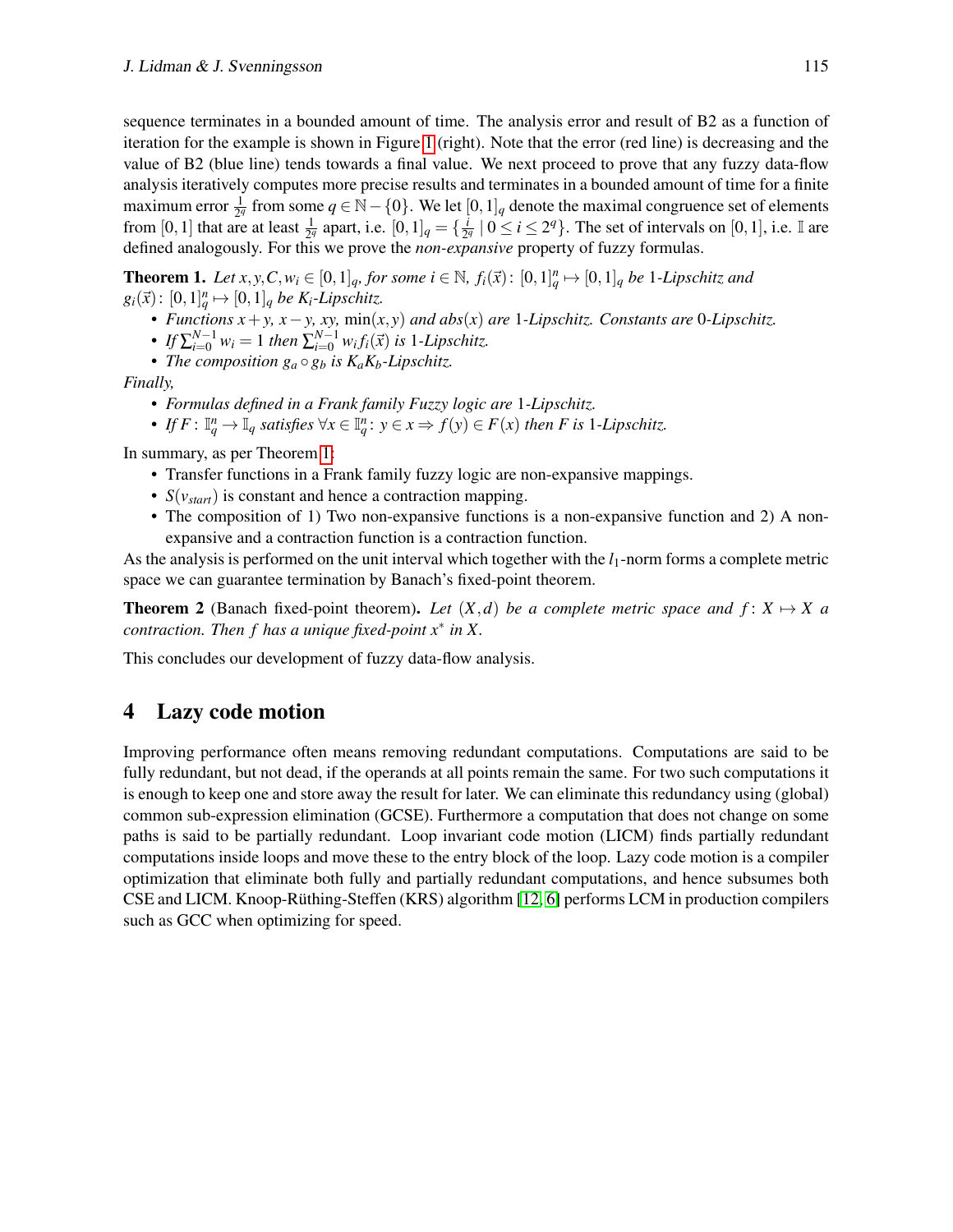sequence terminates in a bounded amount of time. The analysis error and result of B2 as a function of iteration for the example is shown in Figure 1 (right). Note that the error (red line) is decreasing and the value of B2 (blue line) tends towards a final value. We next proceed to prove that any fuzzy data-flow analysis iteratively computes more precise results and terminates in a bounded amount of time for a finite maximum error $\frac{1}{2^q}$ from some $q \in \mathbb{N} - \{0\}$. We let $[0,1]_q$ denote the maximal congruence set of elements from $[0,1]$ that are at least $\frac{1}{2^q}$ apart, i.e. $[0,1]_q = \{\frac{i}{2^q} \mid 0 \leq i \leq 2^q\}$. The set of intervals on $[0,1]$, i.e. $\mathbb{I}$ are defined analogously. For this we prove the *non-expansive* property of fuzzy formulas.

**Theorem 1.** *Let $x, y, C, w_i \in [0,1]_q$, for some $i \in \mathbb{N}$, $f_i(\vec{x})\colon [0,1]_q^n \mapsto [0,1]_q$ be 1-Lipschitz and $g_i(\vec{x})\colon [0,1]_q^n \mapsto [0,1]_q$ be $K_i$-Lipschitz.*

- *Functions $x+y$, $x-y$, $xy$, $\min(x,y)$ and $abs(x)$ are 1-Lipschitz. Constants are 0-Lipschitz.*
- *If $\sum_{i=0}^{N-1} w_i = 1$ then $\sum_{i=0}^{N-1} w_i f_i(\vec{x})$ is 1-Lipschitz.*
- *The composition $g_a \circ g_b$ is $K_a K_b$-Lipschitz.*

*Finally,*

- *Formulas defined in a Frank family Fuzzy logic are 1-Lipschitz.*
- *If $F\colon \mathbb{I}_q^n \to \mathbb{I}_q$ satisfies $\forall x \in \mathbb{I}_q^n\colon y \in x \Rightarrow f(y) \in F(x)$ then $F$ is 1-Lipschitz.*

In summary, as per Theorem 1:

- Transfer functions in a Frank family fuzzy logic are non-expansive mappings.
- $S(v_{start})$ is constant and hence a contraction mapping.
- The composition of 1) Two non-expansive functions is a non-expansive function and 2) A non-expansive and a contraction function is a contraction function.

As the analysis is performed on the unit interval which together with the $l_1$-norm forms a complete metric space we can guarantee termination by Banach's fixed-point theorem.

**Theorem 2** (Banach fixed-point theorem)**.** *Let $(X,d)$ be a complete metric space and $f\colon X \mapsto X$ a contraction. Then $f$ has a unique fixed-point $x^*$ in $X$.*

This concludes our development of fuzzy data-flow analysis.

# 4 Lazy code motion

Improving performance often means removing redundant computations. Computations are said to be fully redundant, but not dead, if the operands at all points remain the same. For two such computations it is enough to keep one and store away the result for later. We can eliminate this redundancy using (global) common sub-expression elimination (GCSE). Furthermore a computation that does not change on some paths is said to be partially redundant. Loop invariant code motion (LICM) finds partially redundant computations inside loops and move these to the entry block of the loop. Lazy code motion is a compiler optimization that eliminate both fully and partially redundant computations, and hence subsumes both CSE and LICM. Knoop-Rüthing-Steffen (KRS) algorithm [12, 6] performs LCM in production compilers such as GCC when optimizing for speed.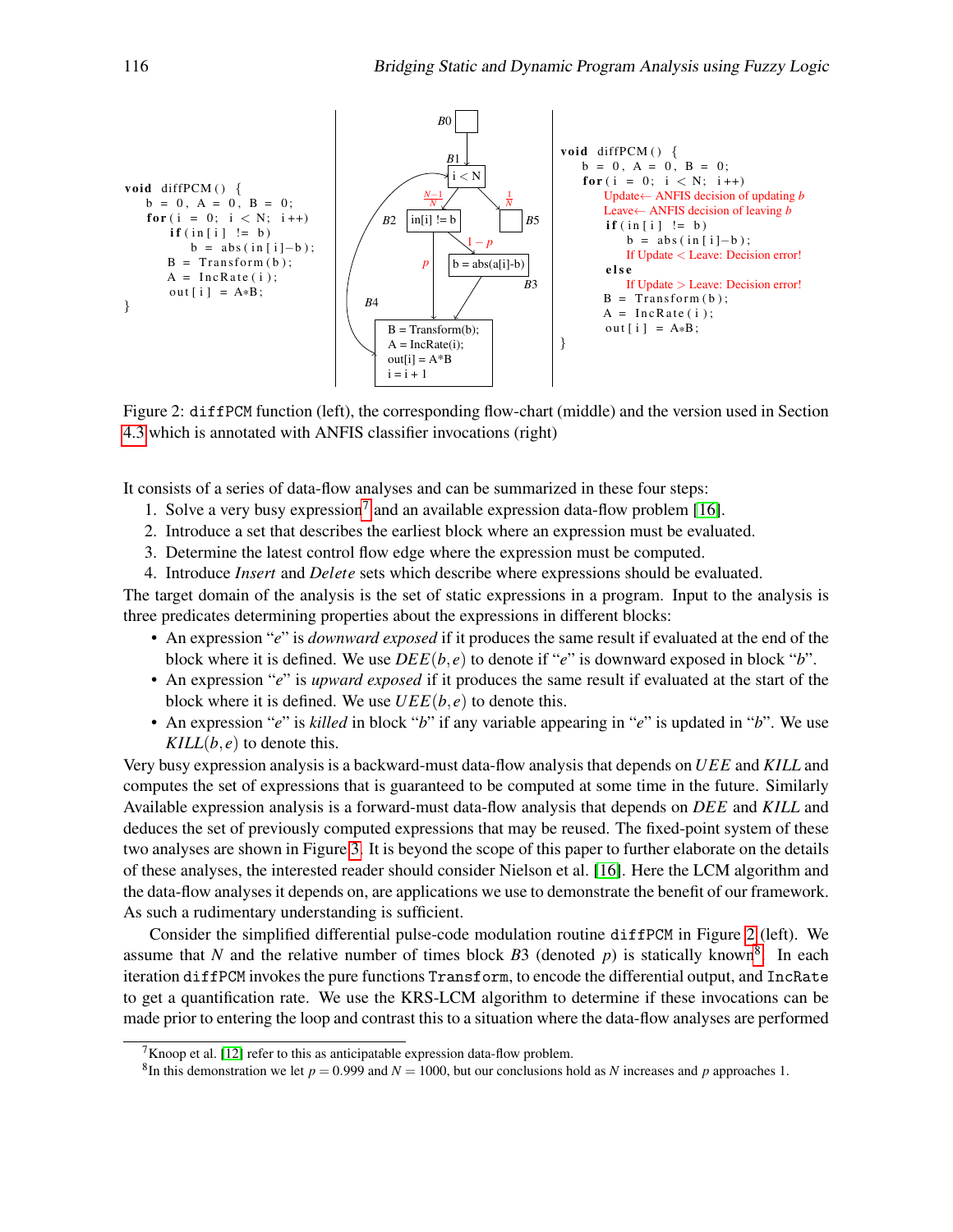```
void diffPCM() {
    b = 0, A = 0, B = 0;
    for(i = 0; i < N; i++)
        if(in[i] != b)
            b = abs(in[i]-b);
        B = Transform(b);
        A = IncRate(i);
        out[i] = A*B;
}
```

```
void diffPCM() {
    b = 0, A = 0, B = 0;
    for(i = 0; i < N; i++)
        Update← ANFIS decision of updating b
        Leave← ANFIS decision of leaving b
        if(in[i] != b)
            b = abs(in[i]-b);
            If Update < Leave: Decision error!
        else
            If Update > Leave: Decision error!
        B = Transform(b);
        A = IncRate(i);
        out[i] = A*B;
}
```

Figure 2: diffPCM function (left), the corresponding flow-chart (middle) and the version used in Section 4.3 which is annotated with ANFIS classifier invocations (right)

It consists of a series of data-flow analyses and can be summarized in these four steps:

1. Solve a very busy expression[7] and an available expression data-flow problem [16].
2. Introduce a set that describes the earliest block where an expression must be evaluated.
3. Determine the latest control flow edge where the expression must be computed.
4. Introduce *Insert* and *Delete* sets which describe where expressions should be evaluated.

The target domain of the analysis is the set of static expressions in a program. Input to the analysis is three predicates determining properties about the expressions in different blocks:

- An expression "$e$" is *downward exposed* if it produces the same result if evaluated at the end of the block where it is defined. We use $DEE(b,e)$ to denote if "$e$" is downward exposed in block "$b$".
- An expression "$e$" is *upward exposed* if it produces the same result if evaluated at the start of the block where it is defined. We use $UEE(b,e)$ to denote this.
- An expression "$e$" is *killed* in block "$b$" if any variable appearing in "$e$" is updated in "$b$". We use $KILL(b,e)$ to denote this.

Very busy expression analysis is a backward-must data-flow analysis that depends on $UEE$ and $KILL$ and computes the set of expressions that is guaranteed to be computed at some time in the future. Similarly Available expression analysis is a forward-must data-flow analysis that depends on $DEE$ and $KILL$ and deduces the set of previously computed expressions that may be reused. The fixed-point system of these two analyses are shown in Figure 3. It is beyond the scope of this paper to further elaborate on the details of these analyses, the interested reader should consider Nielson et al. [16]. Here the LCM algorithm and the data-flow analyses it depends on, are applications we use to demonstrate the benefit of our framework. As such a rudimentary understanding is sufficient.

Consider the simplified differential pulse-code modulation routine diffPCM in Figure 2 (left). We assume that $N$ and the relative number of times block $B3$ (denoted $p$) is statically known[8]. In each iteration diffPCM invokes the pure functions Transform, to encode the differential output, and IncRate to get a quantification rate. We use the KRS-LCM algorithm to determine if these invocations can be made prior to entering the loop and contrast this to a situation where the data-flow analyses are performed

[7] Knoop et al. [12] refer to this as anticipatable expression data-flow problem.

[8] In this demonstration we let $p = 0.999$ and $N = 1000$, but our conclusions hold as $N$ increases and $p$ approaches 1.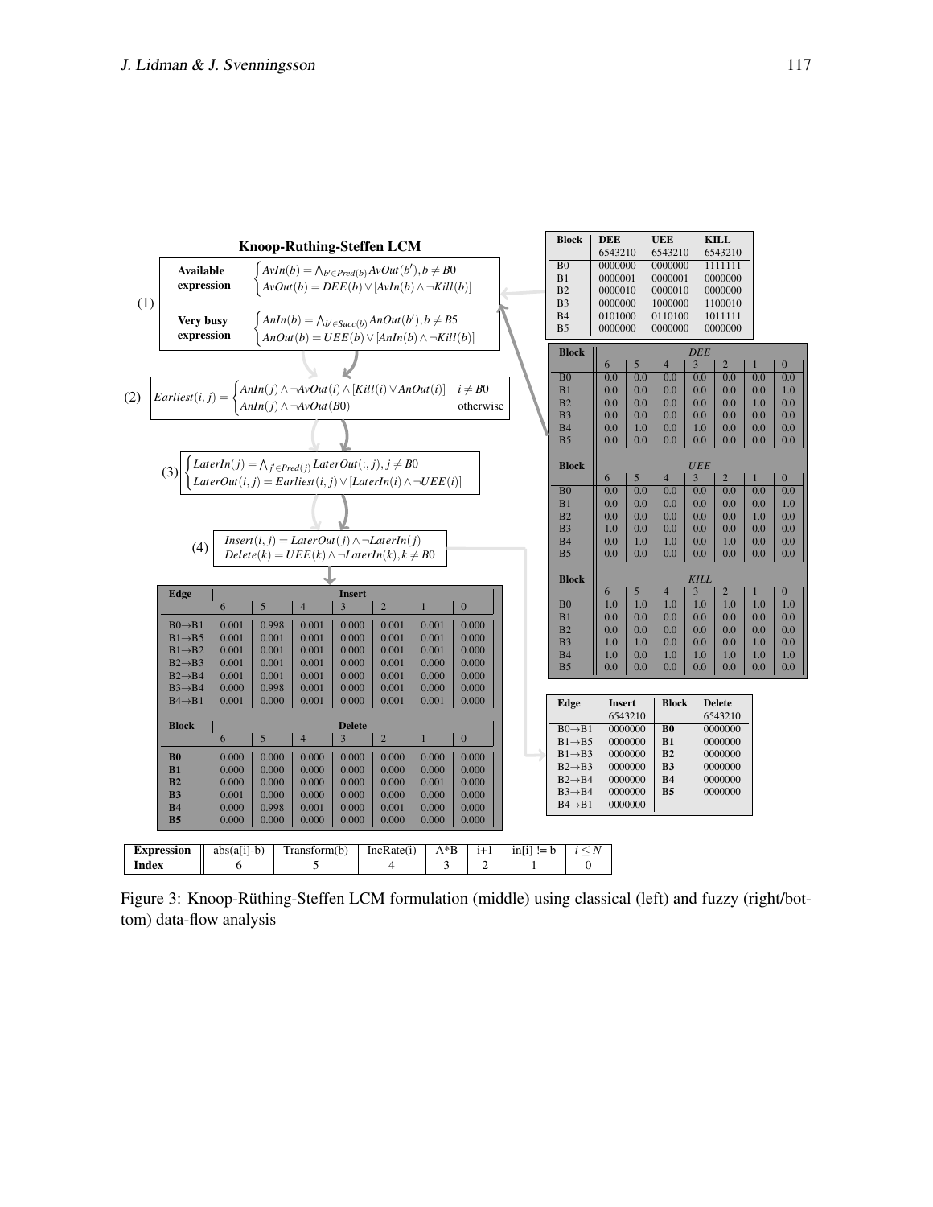**Knoop-Ruthing-Steffen LCM**

(1)

**Available expression**

$$\begin{cases} AvIn(b) = \bigwedge_{b' \in Pred(b)} AvOut(b'), b \neq B0 \\ AvOut(b) = DEE(b) \vee [AvIn(b) \wedge \neg Kill(b)] \end{cases}$$

**Very busy expression**

$$\begin{cases} AnIn(b) = \bigwedge_{b' \in Succ(b)} AnOut(b'), b \neq B5 \\ AnOut(b) = UEE(b) \vee [AnIn(b) \wedge \neg Kill(b)] \end{cases}$$

(2)

$$Earliest(i,j) = \begin{cases} AnIn(j) \wedge \neg AvOut(i) \wedge [Kill(i) \vee AnOut(i)] & i \neq B0 \\ AnIn(j) \wedge \neg AvOut(B0) & \text{otherwise} \end{cases}$$

(3)

$$\begin{cases} LaterIn(j) = \bigwedge_{j' \in Pred(j)} LaterOut(:,j), j \neq B0 \\ LaterOut(i,j) = Earliest(i,j) \vee [LaterIn(i) \wedge \neg UEE(i)] \end{cases}$$

(4)

$$Insert(i,j) = LaterOut(j) \wedge \neg LaterIn(j)$$
$$Delete(k) = UEE(k) \wedge \neg LaterIn(k), k \neq B0$$

| Block | DEE 6543210 | UEE 6543210 | KILL 6543210 |
|---|---|---|---|
| B0 | 0000000 | 0000000 | 1111111 |
| B1 | 0000001 | 0000001 | 0000000 |
| B2 | 0000010 | 0000010 | 0000000 |
| B3 | 0000000 | 1000000 | 1100010 |
| B4 | 0101000 | 0110100 | 1011111 |
| B5 | 0000000 | 0000000 | 0000000 |

| Block | *DEE* 6 | 5 | 4 | 3 | 2 | 1 | 0 |
|---|---|---|---|---|---|---|---|
| B0 | 0.0 | 0.0 | 0.0 | 0.0 | 0.0 | 0.0 | 0.0 |
| B1 | 0.0 | 0.0 | 0.0 | 0.0 | 0.0 | 0.0 | 1.0 |
| B2 | 0.0 | 0.0 | 0.0 | 0.0 | 0.0 | 1.0 | 0.0 |
| B3 | 0.0 | 0.0 | 0.0 | 0.0 | 0.0 | 0.0 | 0.0 |
| B4 | 0.0 | 1.0 | 0.0 | 1.0 | 0.0 | 0.0 | 0.0 |
| B5 | 0.0 | 0.0 | 0.0 | 0.0 | 0.0 | 0.0 | 0.0 |

| Block | *UEE* 6 | 5 | 4 | 3 | 2 | 1 | 0 |
|---|---|---|---|---|---|---|---|
| B0 | 0.0 | 0.0 | 0.0 | 0.0 | 0.0 | 0.0 | 0.0 |
| B1 | 0.0 | 0.0 | 0.0 | 0.0 | 0.0 | 0.0 | 1.0 |
| B2 | 0.0 | 0.0 | 0.0 | 0.0 | 0.0 | 1.0 | 0.0 |
| B3 | 1.0 | 0.0 | 0.0 | 0.0 | 0.0 | 0.0 | 0.0 |
| B4 | 0.0 | 1.0 | 1.0 | 0.0 | 1.0 | 0.0 | 0.0 |
| B5 | 0.0 | 0.0 | 0.0 | 0.0 | 0.0 | 0.0 | 0.0 |

| Block | *KILL* 6 | 5 | 4 | 3 | 2 | 1 | 0 |
|---|---|---|---|---|---|---|---|
| B0 | 1.0 | 1.0 | 1.0 | 1.0 | 1.0 | 1.0 | 1.0 |
| B1 | 0.0 | 0.0 | 0.0 | 0.0 | 0.0 | 0.0 | 0.0 |
| B2 | 0.0 | 0.0 | 0.0 | 0.0 | 0.0 | 0.0 | 0.0 |
| B3 | 1.0 | 1.0 | 0.0 | 0.0 | 0.0 | 1.0 | 0.0 |
| B4 | 1.0 | 0.0 | 1.0 | 1.0 | 1.0 | 1.0 | 1.0 |
| B5 | 0.0 | 0.0 | 0.0 | 0.0 | 0.0 | 0.0 | 0.0 |

| Edge | Insert 6 | 5 | 4 | 3 | 2 | 1 | 0 |
|---|---|---|---|---|---|---|---|
| B0→B1 | 0.001 | 0.998 | 0.001 | 0.000 | 0.001 | 0.001 | 0.000 |
| B1→B5 | 0.001 | 0.001 | 0.001 | 0.000 | 0.001 | 0.001 | 0.000 |
| B1→B2 | 0.001 | 0.001 | 0.001 | 0.000 | 0.001 | 0.001 | 0.000 |
| B2→B3 | 0.001 | 0.001 | 0.001 | 0.000 | 0.001 | 0.000 | 0.000 |
| B2→B4 | 0.001 | 0.001 | 0.001 | 0.000 | 0.001 | 0.000 | 0.000 |
| B3→B4 | 0.000 | 0.998 | 0.001 | 0.000 | 0.001 | 0.000 | 0.000 |
| B4→B1 | 0.001 | 0.000 | 0.001 | 0.000 | 0.001 | 0.001 | 0.000 |

| Block | Delete 6 | 5 | 4 | 3 | 2 | 1 | 0 |
|---|---|---|---|---|---|---|---|
| **B0** | 0.000 | 0.000 | 0.000 | 0.000 | 0.000 | 0.000 | 0.000 |
| **B1** | 0.000 | 0.000 | 0.000 | 0.000 | 0.000 | 0.000 | 0.000 |
| **B2** | 0.000 | 0.000 | 0.000 | 0.000 | 0.000 | 0.001 | 0.000 |
| **B3** | 0.001 | 0.000 | 0.000 | 0.000 | 0.000 | 0.000 | 0.000 |
| **B4** | 0.000 | 0.998 | 0.001 | 0.000 | 0.001 | 0.000 | 0.000 |
| **B5** | 0.000 | 0.000 | 0.000 | 0.000 | 0.000 | 0.000 | 0.000 |

| Edge | Insert 6543210 | Block | Delete 6543210 |
|---|---|---|---|
| B0→B1 | 0000000 | **B0** | 0000000 |
| B1→B5 | 0000000 | **B1** | 0000000 |
| B1→B3 | 0000000 | **B2** | 0000000 |
| B2→B3 | 0000000 | **B3** | 0000000 |
| B2→B4 | 0000000 | **B4** | 0000000 |
| B3→B4 | 0000000 | **B5** | 0000000 |
| B4→B1 | 0000000 | | |

| Expression | abs(a[i]-b) | Transform(b) | IncRate(i) | A*B | i+1 | in[i] != b | $i \leq N$ |
|---|---|---|---|---|---|---|---|
| Index | 6 | 5 | 4 | 3 | 2 | 1 | 0 |

Figure 3: Knoop-Rüthing-Steffen LCM formulation (middle) using classical (left) and fuzzy (right/bottom) data-flow analysis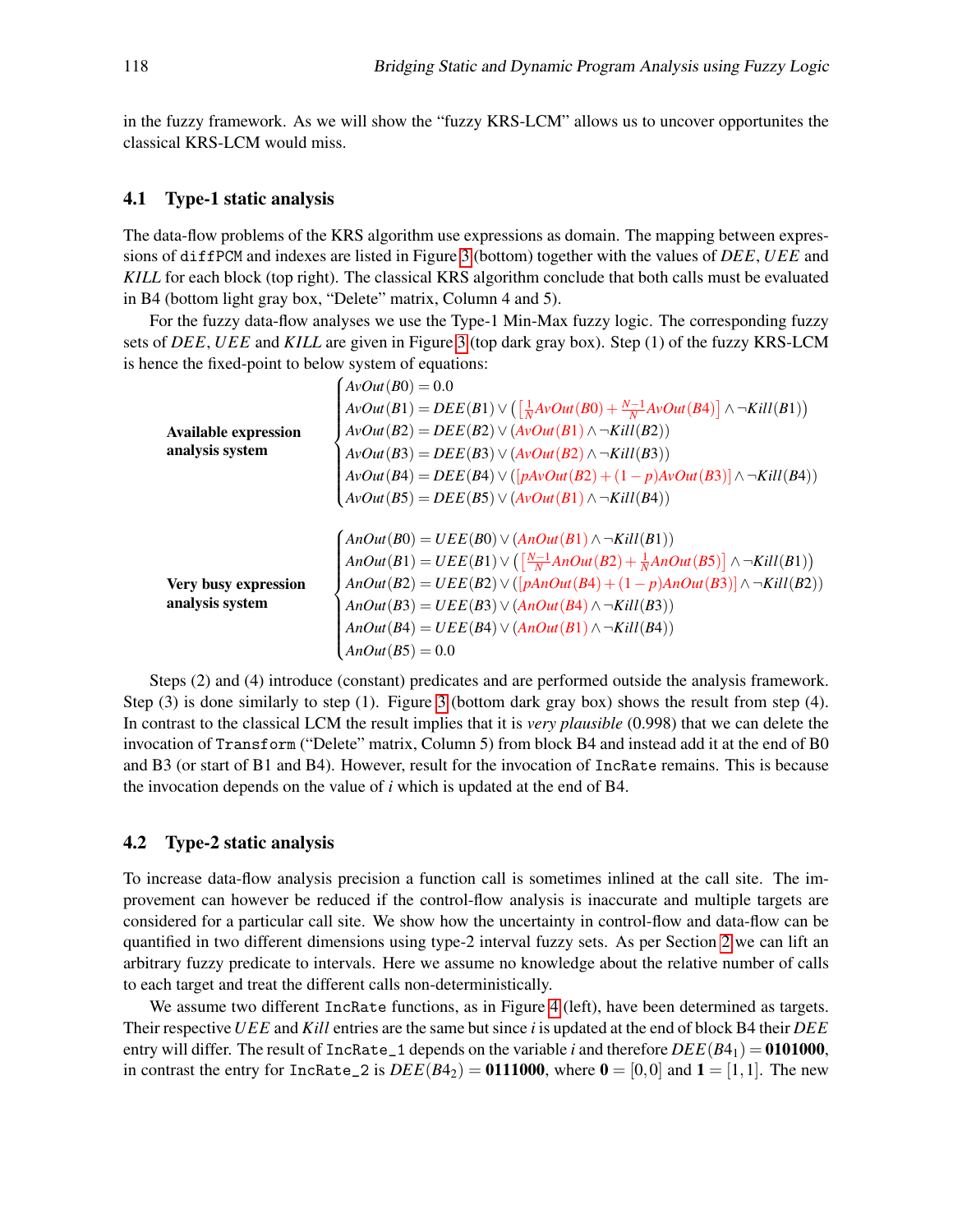in the fuzzy framework. As we will show the "fuzzy KRS-LCM" allows us to uncover opportunites the classical KRS-LCM would miss.

## 4.1 Type-1 static analysis

The data-flow problems of the KRS algorithm use expressions as domain. The mapping between expressions of `diffPCM` and indexes are listed in Figure 3 (bottom) together with the values of $DEE$, $UEE$ and $KILL$ for each block (top right). The classical KRS algorithm conclude that both calls must be evaluated in B4 (bottom light gray box, "Delete" matrix, Column 4 and 5).

For the fuzzy data-flow analyses we use the Type-1 Min-Max fuzzy logic. The corresponding fuzzy sets of $DEE$, $UEE$ and $KILL$ are given in Figure 3 (top dark gray box). Step (1) of the fuzzy KRS-LCM is hence the fixed-point to below system of equations:

**Available expression analysis system**

$$
\begin{cases}
AvOut(B0) = 0.0 \\
AvOut(B1) = DEE(B1) \vee \left( \left[ \frac{1}{N} AvOut(B0) + \frac{N-1}{N} AvOut(B4) \right] \wedge \neg Kill(B1) \right) \\
AvOut(B2) = DEE(B2) \vee (AvOut(B1) \wedge \neg Kill(B2)) \\
AvOut(B3) = DEE(B3) \vee (AvOut(B2) \wedge \neg Kill(B3)) \\
AvOut(B4) = DEE(B4) \vee ([pAvOut(B2) + (1-p)AvOut(B3)] \wedge \neg Kill(B4)) \\
AvOut(B5) = DEE(B5) \vee (AvOut(B1) \wedge \neg Kill(B4))
\end{cases}
$$

**Very busy expression analysis system**

$$
\begin{cases}
AnOut(B0) = UEE(B0) \vee (AnOut(B1) \wedge \neg Kill(B1)) \\
AnOut(B1) = UEE(B1) \vee \left( \left[ \frac{N-1}{N} AnOut(B2) + \frac{1}{N} AnOut(B5) \right] \wedge \neg Kill(B1) \right) \\
AnOut(B2) = UEE(B2) \vee ([pAnOut(B4) + (1-p)AnOut(B3)] \wedge \neg Kill(B2)) \\
AnOut(B3) = UEE(B3) \vee (AnOut(B4) \wedge \neg Kill(B3)) \\
AnOut(B4) = UEE(B4) \vee (AnOut(B1) \wedge \neg Kill(B4)) \\
AnOut(B5) = 0.0
\end{cases}
$$

Steps (2) and (4) introduce (constant) predicates and are performed outside the analysis framework. Step (3) is done similarly to step (1). Figure 3 (bottom dark gray box) shows the result from step (4). In contrast to the classical LCM the result implies that it is *very plausible* (0.998) that we can delete the invocation of `Transform` ("Delete" matrix, Column 5) from block B4 and instead add it at the end of B0 and B3 (or start of B1 and B4). However, result for the invocation of `IncRate` remains. This is because the invocation depends on the value of $i$ which is updated at the end of B4.

## 4.2 Type-2 static analysis

To increase data-flow analysis precision a function call is sometimes inlined at the call site. The improvement can however be reduced if the control-flow analysis is inaccurate and multiple targets are considered for a particular call site. We show how the uncertainty in control-flow and data-flow can be quantified in two different dimensions using type-2 interval fuzzy sets. As per Section 2 we can lift an arbitrary fuzzy predicate to intervals. Here we assume no knowledge about the relative number of calls to each target and treat the different calls non-deterministically.

We assume two different `IncRate` functions, as in Figure 4 (left), have been determined as targets. Their respective $UEE$ and $Kill$ entries are the same but since $i$ is updated at the end of block B4 their $DEE$ entry will differ. The result of `IncRate_1` depends on the variable $i$ and therefore $DEE(B4_1) = \mathbf{0101000}$, in contrast the entry for `IncRate_2` is $DEE(B4_2) = \mathbf{0111000}$, where $\mathbf{0} = [0,0]$ and $\mathbf{1} = [1,1]$. The new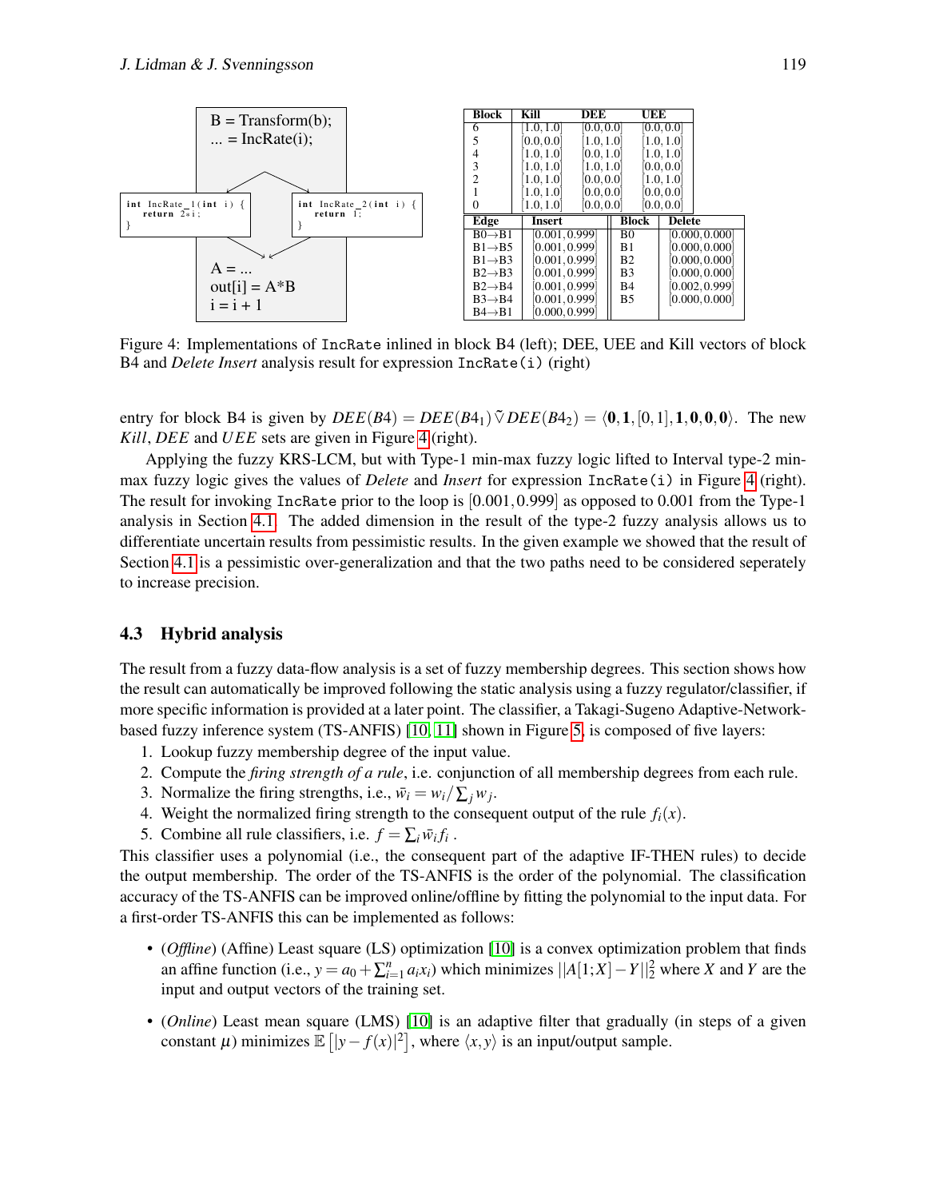B = Transform(b);
... = IncRate(i);

```
int IncRate_1(int i) {
    return 2*i;
}
```

```
int IncRate_2(int i) {
    return 1;
}
```

A = ...
out[i] = A*B
i = i + 1

| Block | Kill | DEE | UEE |
|---|---|---|---|
| 6 | [1.0, 1.0] | [0.0, 0.0] | [0.0, 0.0] |
| 5 | [0.0, 0.0] | [1.0, 1.0] | [1.0, 1.0] |
| 4 | [1.0, 1.0] | [0.0, 1.0] | [1.0, 1.0] |
| 3 | [1.0, 1.0] | [1.0, 1.0] | [0.0, 0.0] |
| 2 | [1.0, 1.0] | [0.0, 0.0] | [1.0, 1.0] |
| 1 | [1.0, 1.0] | [0.0, 0.0] | [0.0, 0.0] |
| 0 | [1.0, 1.0] | [0.0, 0.0] | [0.0, 0.0] |

| Edge | Insert | Block | Delete |
|---|---|---|---|
| B0→B1 | [0.001, 0.999] | B0 | [0.000, 0.000] |
| B1→B5 | [0.001, 0.999] | B1 | [0.000, 0.000] |
| B1→B3 | [0.001, 0.999] | B2 | [0.000, 0.000] |
| B2→B3 | [0.001, 0.999] | B3 | [0.000, 0.000] |
| B2→B4 | [0.001, 0.999] | B4 | [0.002, 0.999] |
| B3→B4 | [0.001, 0.999] | B5 | [0.000, 0.000] |
| B4→B1 | [0.000, 0.999] | | |

Figure 4: Implementations of IncRate inlined in block B4 (left); DEE, UEE and Kill vectors of block B4 and *Delete Insert* analysis result for expression IncRate(i) (right)

entry for block B4 is given by $DEE(B4) = DEE(B4_1)\,\tilde{\triangledown}\,DEE(B4_2) = \langle \mathbf{0}, \mathbf{1}, [0,1], \mathbf{1}, \mathbf{0}, \mathbf{0}, \mathbf{0} \rangle$. The new *Kill*, *DEE* and *UEE* sets are given in Figure 4 (right).

Applying the fuzzy KRS-LCM, but with Type-1 min-max fuzzy logic lifted to Interval type-2 min-max fuzzy logic gives the values of *Delete* and *Insert* for expression IncRate(i) in Figure 4 (right). The result for invoking IncRate prior to the loop is $[0.001, 0.999]$ as opposed to 0.001 from the Type-1 analysis in Section 4.1. The added dimension in the result of the type-2 fuzzy analysis allows us to differentiate uncertain results from pessimistic results. In the given example we showed that the result of Section 4.1 is a pessimistic over-generalization and that the two paths need to be considered seperately to increase precision.

### 4.3 Hybrid analysis

The result from a fuzzy data-flow analysis is a set of fuzzy membership degrees. This section shows how the result can automatically be improved following the static analysis using a fuzzy regulator/classifier, if more specific information is provided at a later point. The classifier, a Takagi-Sugeno Adaptive-Network-based fuzzy inference system (TS-ANFIS) [10, 11] shown in Figure 5, is composed of five layers:

1. Lookup fuzzy membership degree of the input value.
2. Compute the *firing strength of a rule*, i.e. conjunction of all membership degrees from each rule.
3. Normalize the firing strengths, i.e., $\bar{w}_i = w_i / \sum_j w_j$.
4. Weight the normalized firing strength to the consequent output of the rule $f_i(x)$.
5. Combine all rule classifiers, i.e. $f = \sum_i \bar{w}_i f_i$ .

This classifier uses a polynomial (i.e., the consequent part of the adaptive IF-THEN rules) to decide the output membership. The order of the TS-ANFIS is the order of the polynomial. The classification accuracy of the TS-ANFIS can be improved online/offline by fitting the polynomial to the input data. For a first-order TS-ANFIS this can be implemented as follows:

- (*Offline*) (Affine) Least square (LS) optimization [10] is a convex optimization problem that finds an affine function (i.e., $y = a_0 + \sum_{i=1}^{n} a_i x_i$) which minimizes $||A[1;X] - Y||_2^2$ where $X$ and $Y$ are the input and output vectors of the training set.
- (*Online*) Least mean square (LMS) [10] is an adaptive filter that gradually (in steps of a given constant $\mu$) minimizes $\mathbb{E}\left[|y - f(x)|^2\right]$, where $\langle x, y \rangle$ is an input/output sample.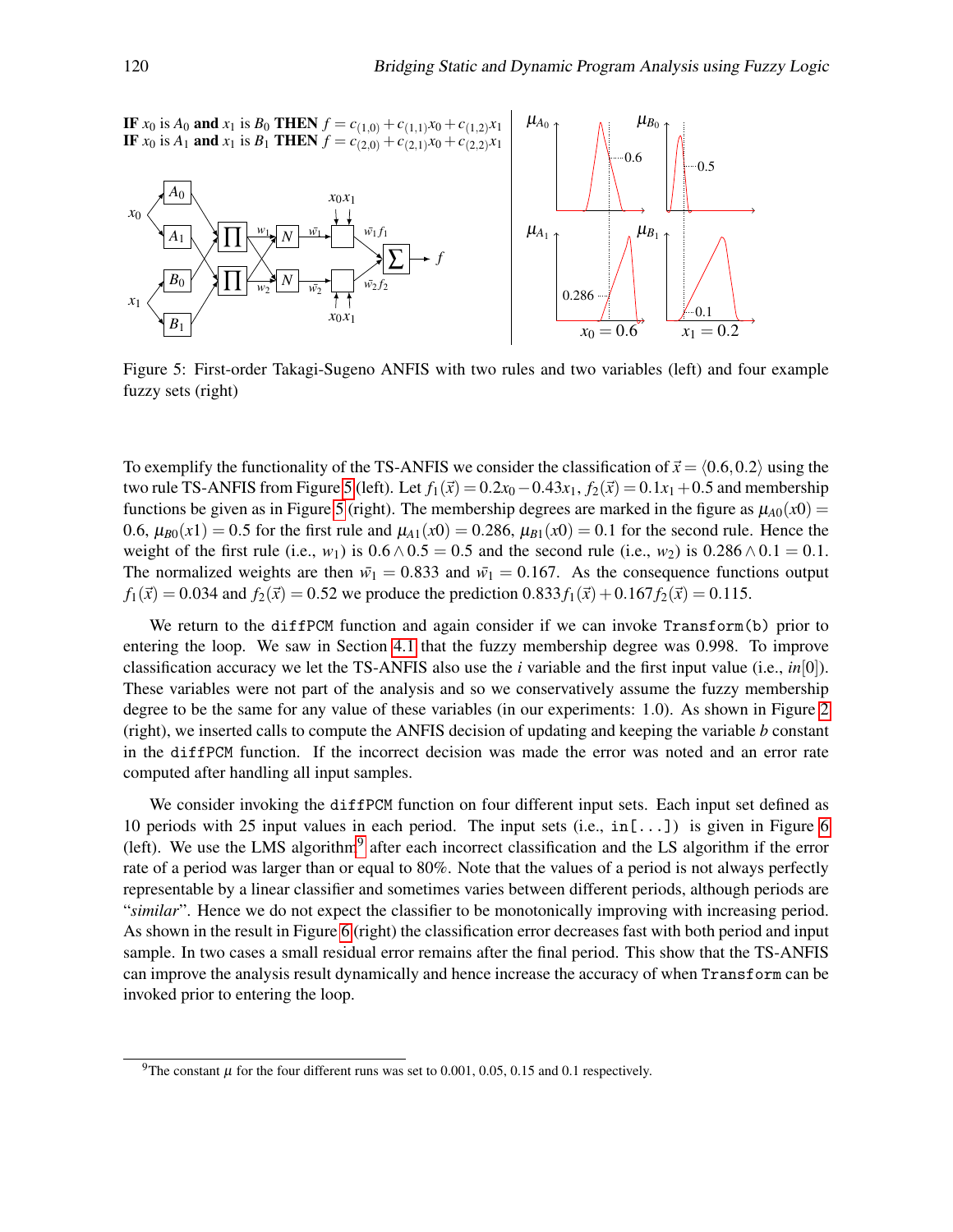**IF** $x_0$ is $A_0$ **and** $x_1$ is $B_0$ **THEN** $f = c_{(1,0)} + c_{(1,1)}x_0 + c_{(1,2)}x_1$
**IF** $x_0$ is $A_1$ **and** $x_1$ is $B_1$ **THEN** $f = c_{(2,0)} + c_{(2,1)}x_0 + c_{(2,2)}x_1$

Figure 5: First-order Takagi-Sugeno ANFIS with two rules and two variables (left) and four example fuzzy sets (right)

To exemplify the functionality of the TS-ANFIS we consider the classification of $\vec{x} = \langle 0.6, 0.2 \rangle$ using the two rule TS-ANFIS from Figure 5 (left). Let $f_1(\vec{x}) = 0.2x_0 - 0.43x_1$, $f_2(\vec{x}) = 0.1x_1 + 0.5$ and membership functions be given as in Figure 5 (right). The membership degrees are marked in the figure as $\mu_{A0}(x0) = 0.6$, $\mu_{B0}(x1) = 0.5$ for the first rule and $\mu_{A1}(x0) = 0.286$, $\mu_{B1}(x0) = 0.1$ for the second rule. Hence the weight of the first rule (i.e., $w_1$) is $0.6 \wedge 0.5 = 0.5$ and the second rule (i.e., $w_2$) is $0.286 \wedge 0.1 = 0.1$. The normalized weights are then $\bar{w_1} = 0.833$ and $\bar{w_1} = 0.167$. As the consequence functions output $f_1(\vec{x}) = 0.034$ and $f_2(\vec{x}) = 0.52$ we produce the prediction $0.833 f_1(\vec{x}) + 0.167 f_2(\vec{x}) = 0.115$.

We return to the `diffPCM` function and again consider if we can invoke `Transform(b)` prior to entering the loop. We saw in Section 4.1 that the fuzzy membership degree was 0.998. To improve classification accuracy we let the TS-ANFIS also use the $i$ variable and the first input value (i.e., $in[0]$). These variables were not part of the analysis and so we conservatively assume the fuzzy membership degree to be the same for any value of these variables (in our experiments: 1.0). As shown in Figure 2 (right), we inserted calls to compute the ANFIS decision of updating and keeping the variable $b$ constant in the `diffPCM` function. If the incorrect decision was made the error was noted and an error rate computed after handling all input samples.

We consider invoking the `diffPCM` function on four different input sets. Each input set defined as 10 periods with 25 input values in each period. The input sets (i.e., `in[...]`) is given in Figure 6 (left). We use the LMS algorithm[9] after each incorrect classification and the LS algorithm if the error rate of a period was larger than or equal to 80%. Note that the values of a period is not always perfectly representable by a linear classifier and sometimes varies between different periods, although periods are "*similar*". Hence we do not expect the classifier to be monotonically improving with increasing period. As shown in the result in Figure 6 (right) the classification error decreases fast with both period and input sample. In two cases a small residual error remains after the final period. This show that the TS-ANFIS can improve the analysis result dynamically and hence increase the accuracy of when `Transform` can be invoked prior to entering the loop.

[9] The constant $\mu$ for the four different runs was set to 0.001, 0.05, 0.15 and 0.1 respectively.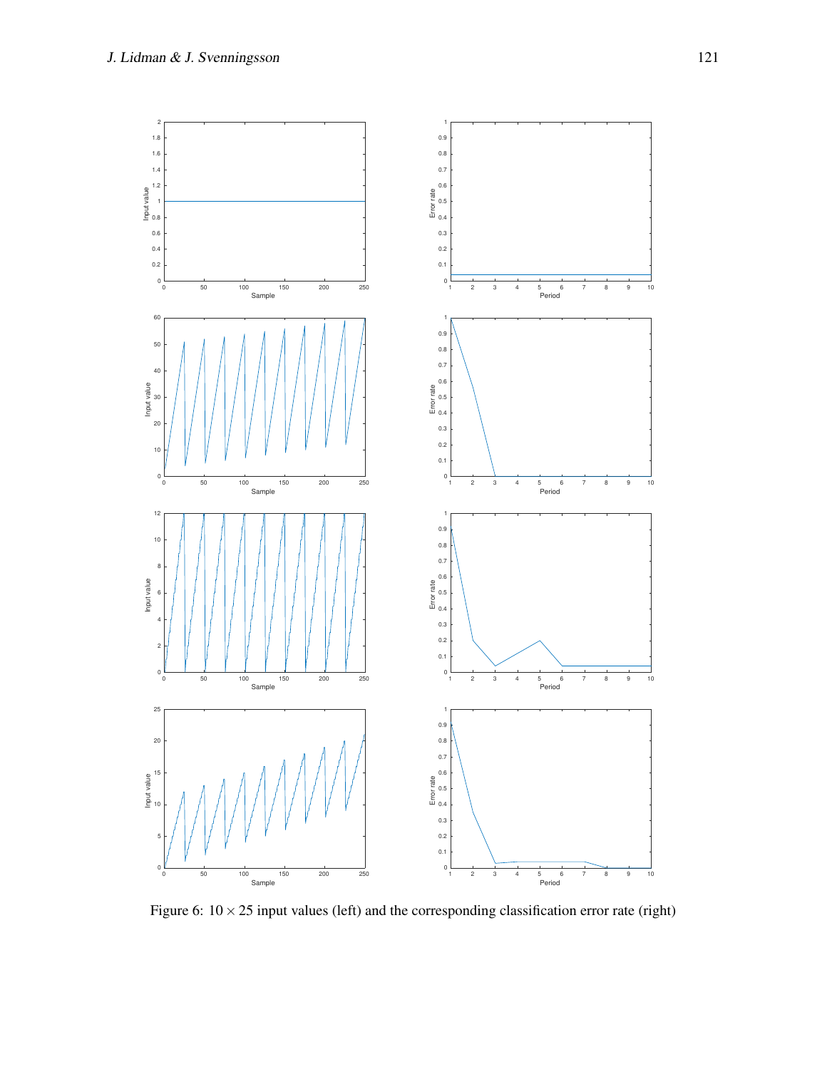Figure 6: $10 \times 25$ input values (left) and the corresponding classification error rate (right)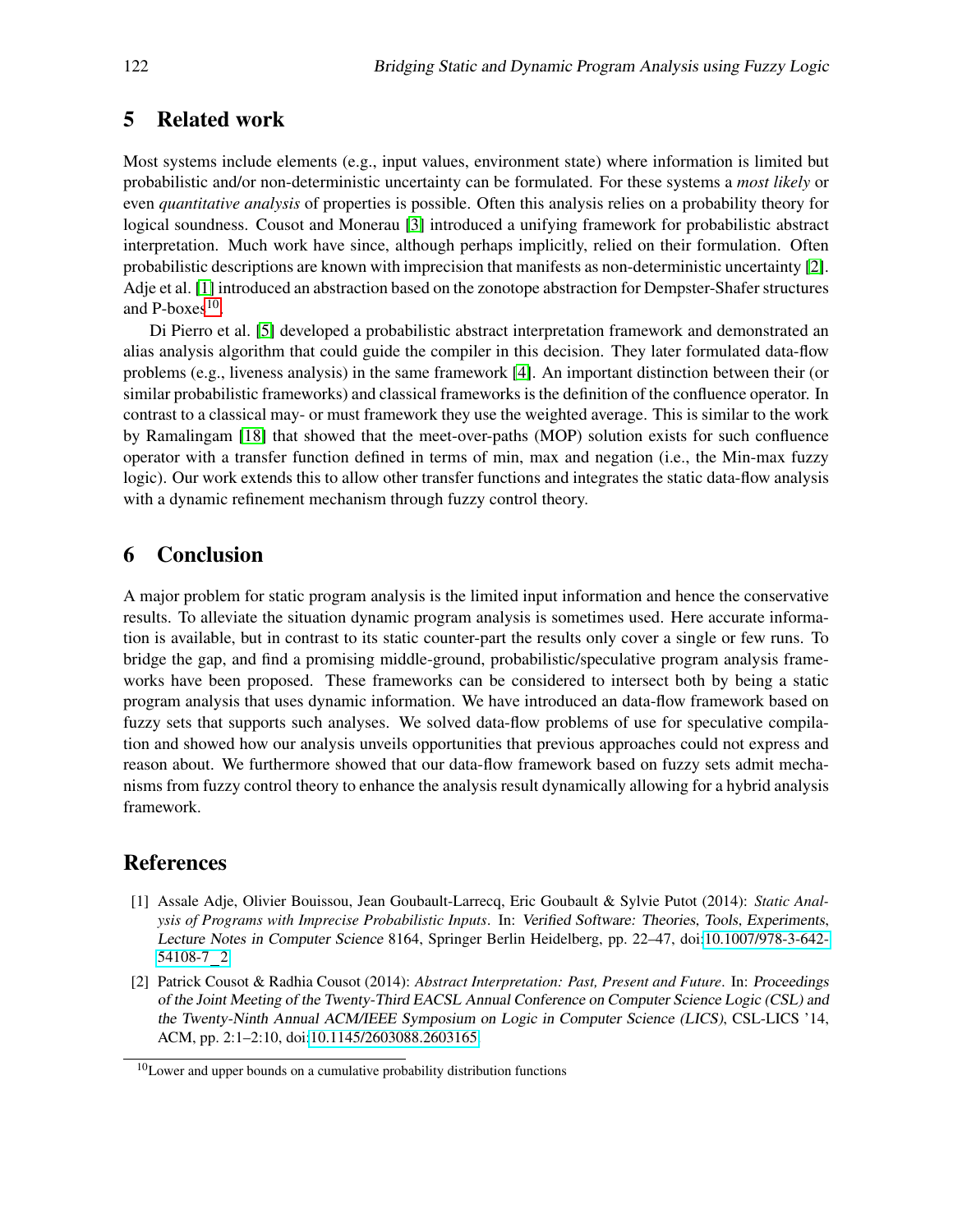## 5 Related work

Most systems include elements (e.g., input values, environment state) where information is limited but probabilistic and/or non-deterministic uncertainty can be formulated. For these systems a *most likely* or even *quantitative analysis* of properties is possible. Often this analysis relies on a probability theory for logical soundness. Cousot and Monerau [3] introduced a unifying framework for probabilistic abstract interpretation. Much work have since, although perhaps implicitly, relied on their formulation. Often probabilistic descriptions are known with imprecision that manifests as non-deterministic uncertainty [2]. Adje et al. [1] introduced an abstraction based on the zonotope abstraction for Dempster-Shafer structures and P-boxes[10].

Di Pierro et al. [5] developed a probabilistic abstract interpretation framework and demonstrated an alias analysis algorithm that could guide the compiler in this decision. They later formulated data-flow problems (e.g., liveness analysis) in the same framework [4]. An important distinction between their (or similar probabilistic frameworks) and classical frameworks is the definition of the confluence operator. In contrast to a classical may- or must framework they use the weighted average. This is similar to the work by Ramalingam [18] that showed that the meet-over-paths (MOP) solution exists for such confluence operator with a transfer function defined in terms of min, max and negation (i.e., the Min-max fuzzy logic). Our work extends this to allow other transfer functions and integrates the static data-flow analysis with a dynamic refinement mechanism through fuzzy control theory.

## 6 Conclusion

A major problem for static program analysis is the limited input information and hence the conservative results. To alleviate the situation dynamic program analysis is sometimes used. Here accurate information is available, but in contrast to its static counter-part the results only cover a single or few runs. To bridge the gap, and find a promising middle-ground, probabilistic/speculative program analysis frameworks have been proposed. These frameworks can be considered to intersect both by being a static program analysis that uses dynamic information. We have introduced an data-flow framework based on fuzzy sets that supports such analyses. We solved data-flow problems of use for speculative compilation and showed how our analysis unveils opportunities that previous approaches could not express and reason about. We furthermore showed that our data-flow framework based on fuzzy sets admit mechanisms from fuzzy control theory to enhance the analysis result dynamically allowing for a hybrid analysis framework.

## References

[1] Assale Adje, Olivier Bouissou, Jean Goubault-Larrecq, Eric Goubault & Sylvie Putot (2014): *Static Analysis of Programs with Imprecise Probabilistic Inputs*. In: Verified Software: Theories, Tools, Experiments, Lecture Notes in Computer Science 8164, Springer Berlin Heidelberg, pp. 22–47, doi:10.1007/978-3-642-54108-7_2.

[2] Patrick Cousot & Radhia Cousot (2014): *Abstract Interpretation: Past, Present and Future*. In: Proceedings of the Joint Meeting of the Twenty-Third EACSL Annual Conference on Computer Science Logic (CSL) and the Twenty-Ninth Annual ACM/IEEE Symposium on Logic in Computer Science (LICS), CSL-LICS '14, ACM, pp. 2:1–2:10, doi:10.1145/2603088.2603165.

[10] Lower and upper bounds on a cumulative probability distribution functions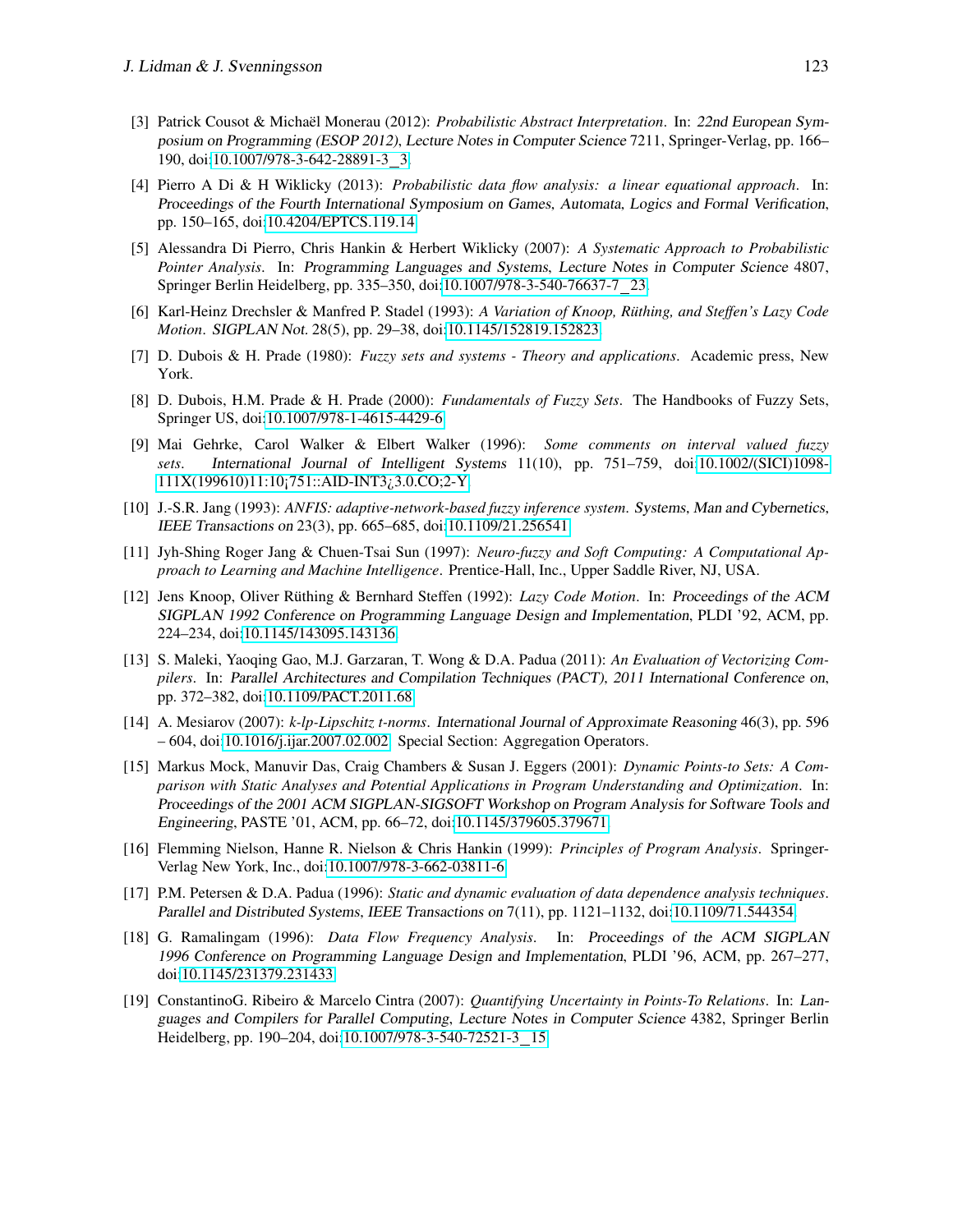[3] Patrick Cousot & Michaël Monerau (2012): *Probabilistic Abstract Interpretation*. In: *22nd European Symposium on Programming (ESOP 2012)*, *Lecture Notes in Computer Science* 7211, Springer-Verlag, pp. 166–190, doi:10.1007/978-3-642-28891-3_3.

[4] Pierro A Di & H Wiklicky (2013): *Probabilistic data flow analysis: a linear equational approach*. In: *Proceedings of the Fourth International Symposium on Games, Automata, Logics and Formal Verification*, pp. 150–165, doi:10.4204/EPTCS.119.14.

[5] Alessandra Di Pierro, Chris Hankin & Herbert Wiklicky (2007): *A Systematic Approach to Probabilistic Pointer Analysis*. In: *Programming Languages and Systems*, *Lecture Notes in Computer Science* 4807, Springer Berlin Heidelberg, pp. 335–350, doi:10.1007/978-3-540-76637-7_23.

[6] Karl-Heinz Drechsler & Manfred P. Stadel (1993): *A Variation of Knoop, Rüthing, and Steffen's Lazy Code Motion*. *SIGPLAN Not.* 28(5), pp. 29–38, doi:10.1145/152819.152823.

[7] D. Dubois & H. Prade (1980): *Fuzzy sets and systems - Theory and applications*. Academic press, New York.

[8] D. Dubois, H.M. Prade & H. Prade (2000): *Fundamentals of Fuzzy Sets*. The Handbooks of Fuzzy Sets, Springer US, doi:10.1007/978-1-4615-4429-6.

[9] Mai Gehrke, Carol Walker & Elbert Walker (1996): *Some comments on interval valued fuzzy sets*. *International Journal of Intelligent Systems* 11(10), pp. 751–759, doi:10.1002/(SICI)1098-111X(199610)11:10¡751::AID-INT3¿3.0.CO;2-Y.

[10] J.-S.R. Jang (1993): *ANFIS: adaptive-network-based fuzzy inference system*. *Systems, Man and Cybernetics, IEEE Transactions on* 23(3), pp. 665–685, doi:10.1109/21.256541.

[11] Jyh-Shing Roger Jang & Chuen-Tsai Sun (1997): *Neuro-fuzzy and Soft Computing: A Computational Approach to Learning and Machine Intelligence*. Prentice-Hall, Inc., Upper Saddle River, NJ, USA.

[12] Jens Knoop, Oliver Rüthing & Bernhard Steffen (1992): *Lazy Code Motion*. In: *Proceedings of the ACM SIGPLAN 1992 Conference on Programming Language Design and Implementation*, PLDI '92, ACM, pp. 224–234, doi:10.1145/143095.143136.

[13] S. Maleki, Yaoqing Gao, M.J. Garzaran, T. Wong & D.A. Padua (2011): *An Evaluation of Vectorizing Compilers*. In: *Parallel Architectures and Compilation Techniques (PACT), 2011 International Conference on*, pp. 372–382, doi:10.1109/PACT.2011.68.

[14] A. Mesiarov (2007): *k-lp-Lipschitz t-norms*. *International Journal of Approximate Reasoning* 46(3), pp. 596 – 604, doi:10.1016/j.ijar.2007.02.002. Special Section: Aggregation Operators.

[15] Markus Mock, Manuvir Das, Craig Chambers & Susan J. Eggers (2001): *Dynamic Points-to Sets: A Comparison with Static Analyses and Potential Applications in Program Understanding and Optimization*. In: *Proceedings of the 2001 ACM SIGPLAN-SIGSOFT Workshop on Program Analysis for Software Tools and Engineering*, PASTE '01, ACM, pp. 66–72, doi:10.1145/379605.379671.

[16] Flemming Nielson, Hanne R. Nielson & Chris Hankin (1999): *Principles of Program Analysis*. Springer-Verlag New York, Inc., doi:10.1007/978-3-662-03811-6.

[17] P.M. Petersen & D.A. Padua (1996): *Static and dynamic evaluation of data dependence analysis techniques*. *Parallel and Distributed Systems, IEEE Transactions on* 7(11), pp. 1121–1132, doi:10.1109/71.544354.

[18] G. Ramalingam (1996): *Data Flow Frequency Analysis*. In: *Proceedings of the ACM SIGPLAN 1996 Conference on Programming Language Design and Implementation*, PLDI '96, ACM, pp. 267–277, doi:10.1145/231379.231433.

[19] ConstantinoG. Ribeiro & Marcelo Cintra (2007): *Quantifying Uncertainty in Points-To Relations*. In: *Languages and Compilers for Parallel Computing*, *Lecture Notes in Computer Science* 4382, Springer Berlin Heidelberg, pp. 190–204, doi:10.1007/978-3-540-72521-3_15.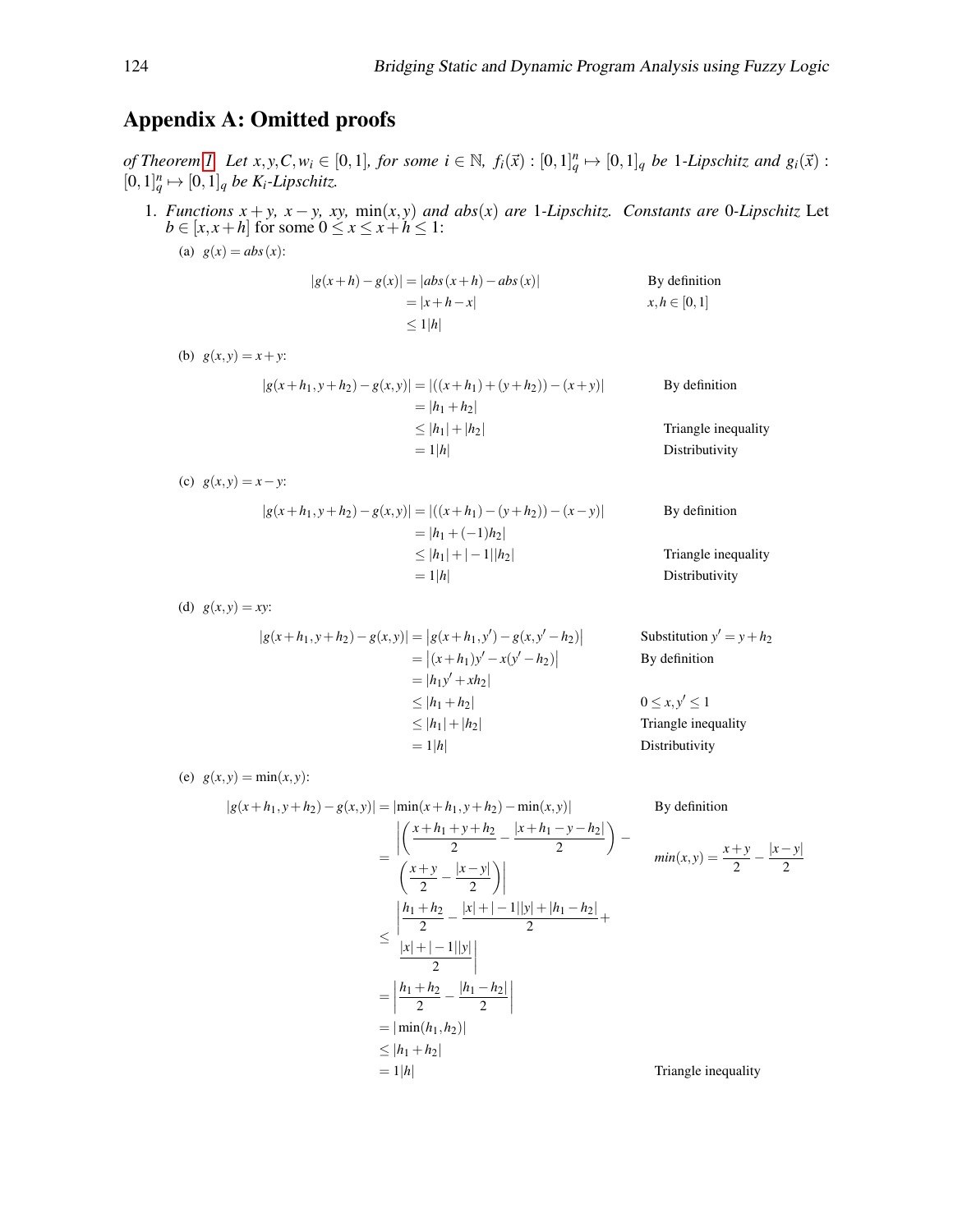## Appendix A: Omitted proofs

*of Theorem 1.* *Let $x, y, C, w_i \in [0,1]$, for some $i \in \mathbb{N}$, $f_i(\vec{x}) : [0,1]_q^n \mapsto [0,1]_q$ be 1-Lipschitz and $g_i(\vec{x}) : [0,1]_q^n \mapsto [0,1]_q$ be $K_i$-Lipschitz.*

1. *Functions $x+y$, $x-y$, $xy$, $\min(x,y)$ and $abs(x)$ are 1-Lipschitz. Constants are 0-Lipschitz* Let $b \in [x, x+h]$ for some $0 \le x \le x+h \le 1$:

   (a) $g(x) = abs(x)$:

$$
\begin{aligned}
|g(x+h) - g(x)| &= |abs(x+h) - abs(x)| && \text{By definition} \\
&= |x+h-x| && x, h \in [0,1] \\
&\le 1|h|
\end{aligned}
$$

   (b) $g(x,y) = x+y$:

$$
\begin{aligned}
|g(x+h_1, y+h_2) - g(x,y)| &= |((x+h_1)+(y+h_2)) - (x+y)| && \text{By definition} \\
&= |h_1 + h_2| \\
&\le |h_1| + |h_2| && \text{Triangle inequality} \\
&= 1|h| && \text{Distributivity}
\end{aligned}
$$

   (c) $g(x,y) = x-y$:

$$
\begin{aligned}
|g(x+h_1, y+h_2) - g(x,y)| &= |((x+h_1)-(y+h_2)) - (x-y)| && \text{By definition} \\
&= |h_1 + (-1)h_2| \\
&\le |h_1| + |-1||h_2| && \text{Triangle inequality} \\
&= 1|h| && \text{Distributivity}
\end{aligned}
$$

   (d) $g(x,y) = xy$:

$$
\begin{aligned}
|g(x+h_1, y+h_2) - g(x,y)| &= \left|g(x+h_1, y') - g(x, y'-h_2)\right| && \text{Substitution } y' = y+h_2 \\
&= \left|(x+h_1)y' - x(y'-h_2)\right| && \text{By definition} \\
&= |h_1 y' + x h_2| \\
&\le |h_1 + h_2| && 0 \le x, y' \le 1 \\
&\le |h_1| + |h_2| && \text{Triangle inequality} \\
&= 1|h| && \text{Distributivity}
\end{aligned}
$$

   (e) $g(x,y) = \min(x,y)$:

$$
\begin{aligned}
|g(x+h_1, y+h_2) - g(x,y)| &= |\min(x+h_1, y+h_2) - \min(x,y)| && \text{By definition} \\
&= \left| \left( \frac{x+h_1+y+h_2}{2} - \frac{|x+h_1-y-h_2|}{2} \right) - \left( \frac{x+y}{2} - \frac{|x-y|}{2} \right) \right| && min(x,y) = \frac{x+y}{2} - \frac{|x-y|}{2} \\
&\le \left| \frac{h_1+h_2}{2} - \frac{|x| + |-1||y| + |h_1-h_2|}{2} + \frac{|x| + |-1||y|}{2} \right| \\
&= \left| \frac{h_1+h_2}{2} - \frac{|h_1-h_2|}{2} \right| \\
&= |\min(h_1, h_2)| \\
&\le |h_1 + h_2| \\
&= 1|h| && \text{Triangle inequality}
\end{aligned}
$$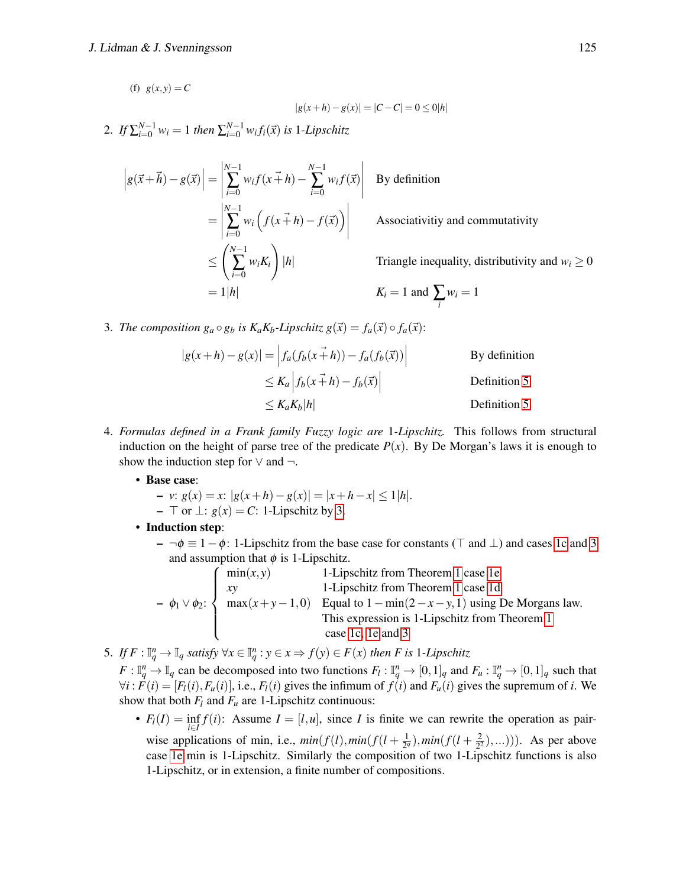(f) $g(x,y) = C$

$$|g(x+h) - g(x)| = |C - C| = 0 \leq 0|h|$$

2. *If* $\sum_{i=0}^{N-1} w_i = 1$ *then* $\sum_{i=0}^{N-1} w_i f_i(\vec{x})$ *is* 1*-Lipschitz*

$$\begin{aligned}
\left|g(\vec{x}+\vec{h}) - g(\vec{x})\right| &= \left|\sum_{i=0}^{N-1} w_i f(x\vec{+}h) - \sum_{i=0}^{N-1} w_i f(\vec{x})\right| && \text{By definition} \\
&= \left|\sum_{i=0}^{N-1} w_i \left(f(x\vec{+}h) - f(\vec{x})\right)\right| && \text{Associativitiy and commutativity} \\
&\leq \left(\sum_{i=0}^{N-1} w_i K_i\right)|h| && \text{Triangle inequality, distributivity and } w_i \geq 0 \\
&= 1|h| && K_i = 1 \text{ and } \sum_i w_i = 1
\end{aligned}$$

3. *The composition* $g_a \circ g_b$ *is* $K_a K_b$*-Lipschitz* $g(\vec{x}) = f_a(\vec{x}) \circ f_a(\vec{x})$:

$$\begin{aligned}
|g(x+h) - g(x)| &= \left|f_a(f_b(x\vec{+}h)) - f_a(f_b(\vec{x}))\right| && \text{By definition} \\
&\leq K_a \left|f_b(x\vec{+}h) - f_b(\vec{x})\right| && \text{Definition 5} \\
&\leq K_a K_b |h| && \text{Definition 5}
\end{aligned}$$

4. *Formulas defined in a Frank family Fuzzy logic are* 1*-Lipschitz.* This follows from structural induction on the height of parse tree of the predicate $P(x)$. By De Morgan's laws it is enough to show the induction step for $\vee$ and $\neg$.

   - **Base case**:
     - $v$: $g(x) = x$: $|g(x+h) - g(x)| = |x+h-x| \leq 1|h|$.
     - $\top$ or $\bot$: $g(x) = C$: 1-Lipschitz by 3.
   - **Induction step**:
     - $\neg\phi \equiv 1 - \phi$: 1-Lipschitz from the base case for constants ($\top$ and $\bot$) and cases 1c and 3 and assumption that $\phi$ is 1-Lipschitz.
     - $\phi_1 \vee \phi_2$:
       - $\min(x,y)$: 1-Lipschitz from Theorem 1 case 1e
       - $xy$: 1-Lipschitz from Theorem 1 case 1d
       - $\max(x+y-1, 0)$: Equal to $1 - \min(2-x-y, 1)$ using De Morgans law. This expression is 1-Lipschitz from Theorem 1 case 1c, 1e and 3

5. *If* $F : \mathbb{I}_q^n \to \mathbb{I}_q$ *satisfy* $\forall x \in \mathbb{I}_q^n : y \in x \Rightarrow f(y) \in F(x)$ *then* $F$ *is* 1*-Lipschitz*

   $F : \mathbb{I}_q^n \to \mathbb{I}_q$ can be decomposed into two functions $F_l : \mathbb{I}_q^n \to [0,1]_q$ and $F_u : \mathbb{I}_q^n \to [0,1]_q$ such that $\forall i : F(i) = [F_l(i), F_u(i)]$, i.e., $F_l(i)$ gives the infimum of $f(i)$ and $F_u(i)$ gives the supremum of $i$. We show that both $F_l$ and $F_u$ are 1-Lipschitz continuous:

   - $F_l(I) = \inf_{i \in I} f(i)$: Assume $I = [l,u]$, since $I$ is finite we can rewrite the operation as pair-wise applications of min, i.e., $min(f(l), min(f(l+\frac{1}{2^q}), min(f(l+\frac{2}{2^2}), \ldots)))$. As per above case 1e min is 1-Lipschitz. Similarly the composition of two 1-Lipschitz functions is also 1-Lipschitz, or in extension, a finite number of compositions.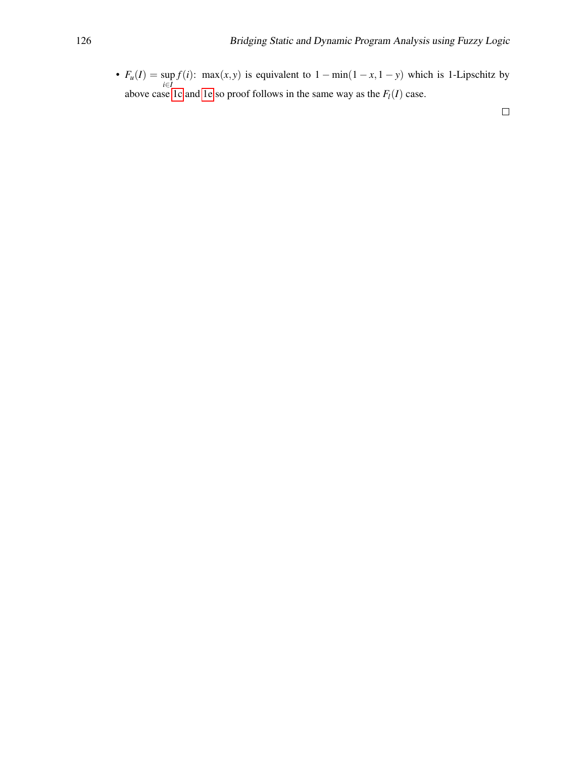- $F_u(I) = \sup_{i \in I} f(i)$: $\max(x, y)$ is equivalent to $1 - \min(1 - x, 1 - y)$ which is 1-Lipschitz by above case 1c and 1e so proof follows in the same way as the $F_l(I)$ case.

$\square$